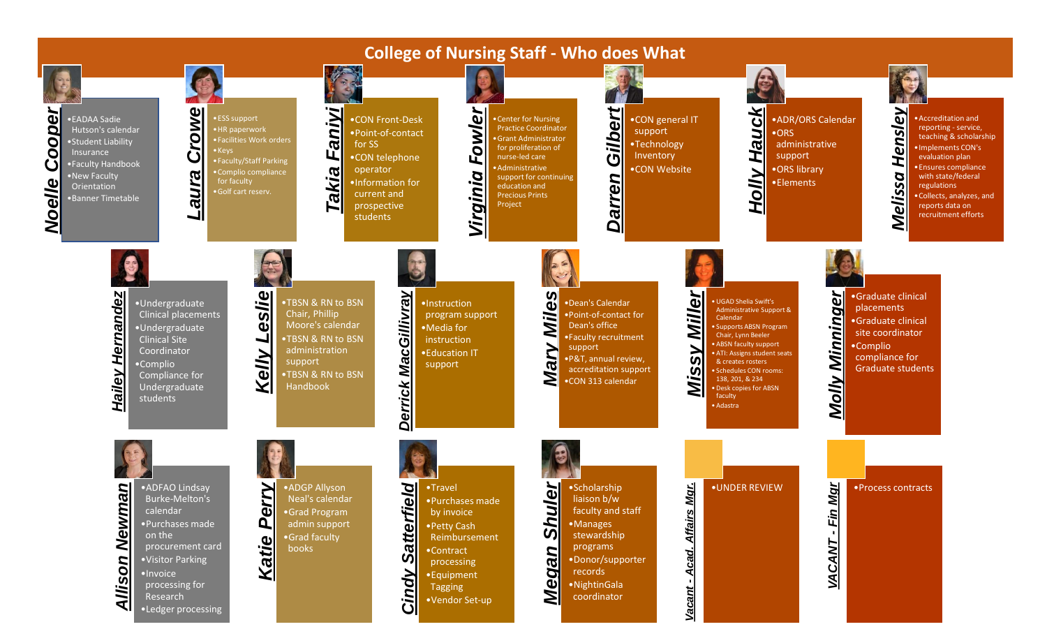# College of Nursing Staff - Who does What

## Noelle Cooper
- EADAA Sadie Hutson's calendar
- Student Liability Insurance
- Faculty Handbook
- New Faculty Orientation
- Banner Timetable

## Laura Crowe
- ESS support
- HR paperwork
- Facilities Work orders
- Keys
- Faculty/Staff Parking
- Complio compliance for faculty
- Golf cart reserv.

## Takia Faniyi
- CON Front-Desk
- Point-of-contact for SS
- CON telephone operator
- Information for current and prospective students

## Virginia Fowler
- Center for Nursing Practice Coordinator
- Grant Administrator for proliferation of nurse-led care
- Administrative support for continuing education and Precious Prints Project

## Darren Gilbert
- CON general IT support
- Technology Inventory
- CON Website

## Holly Hauck
- ADR/ORS Calendar
- ORS administrative support
- ORS library
- Elements

## Melissa Hensley
- Accreditation and reporting - service, teaching & scholarship
- Implements CON's evaluation plan
- Ensures compliance with state/federal regulations
- Collects, analyzes, and reports data on recruitment efforts

## Hailey Hernandez
- Undergraduate Clinical placements
- Undergraduate Clinical Site Coordinator
- Complio Compliance for Undergraduate students

## Kelly Leslie
- TBSN & RN to BSN Chair, Phillip Moore's calendar
- TBSN & RN to BSN administration support
- TBSN & RN to BSN Handbook

## Derrick MacGillivray
- Instruction program support
- Media for instruction
- Education IT support

## Mary Miles
- Dean's Calendar
- Point-of-contact for Dean's office
- Faculty recruitment support
- P&T, annual review, accreditation support
- CON 313 calendar

## Missy Miller
- UGAD Shelia Swift's Administrative Support & Calendar
- Supports ABSN Program Chair, Lynn Beeler
- ABSN faculty support
- ATI: Assigns student seats & creates rosters
- Schedules CON rooms: 138, 201, & 234
- Desk copies for ABSN faculty
- Adastra

## Molly Minninger
- Graduate clinical placements
- Graduate clinical site coordinator
- Complio compliance for Graduate students

## Allison Newman
- ADFAO Lindsay Burke-Melton's calendar
- Purchases made on the procurement card
- Visitor Parking
- Invoice processing for Research
- Ledger processing

## Katie Perry
- ADGP Allyson Neal's calendar
- Grad Program admin support
- Grad faculty books

## Cindy Satterfield
- Travel
- Purchases made by invoice
- Petty Cash Reimbursement
- Contract processing
- Equipment Tagging
- Vendor Set-up

## Megan Shuler
- Scholarship liaison b/w faculty and staff
- Manages stewardship programs
- Donor/supporter records
- NightinGala coordinator

## Vacant - Acad. Affairs Mgr.
- UNDER REVIEW

## VACANT - Fin Mgr
- Process contracts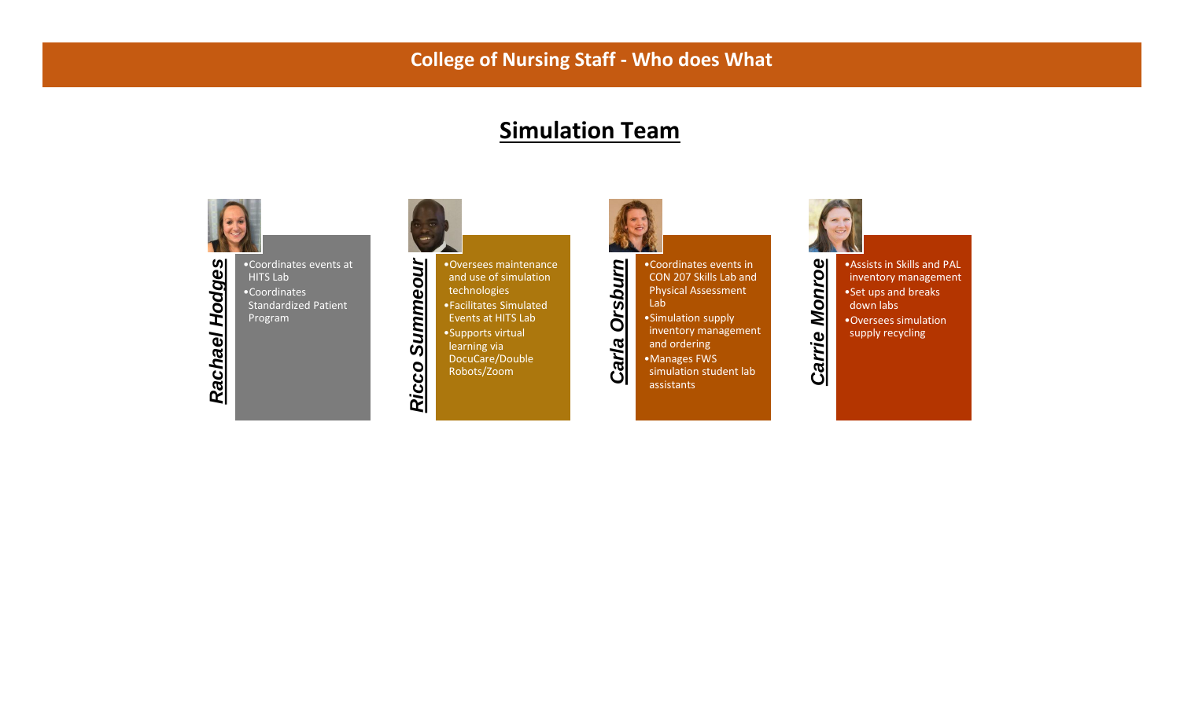# College of Nursing Staff - Who does What

## Simulation Team

### Rachael Hodges

- Coordinates events at HITS Lab
- Coordinates Standardized Patient Program

### Ricco Summeour

- Oversees maintenance and use of simulation technologies
- Facilitates Simulated Events at HITS Lab
- Supports virtual learning via DocuCare/Double Robots/Zoom

### Carla Orsburn

- Coordinates events in CON 207 Skills Lab and Physical Assessment Lab
- Simulation supply inventory management and ordering
- Manages FWS simulation student lab assistants

### Carrie Monroe

- Assists in Skills and PAL inventory management
- Set ups and breaks down labs
- Oversees simulation supply recycling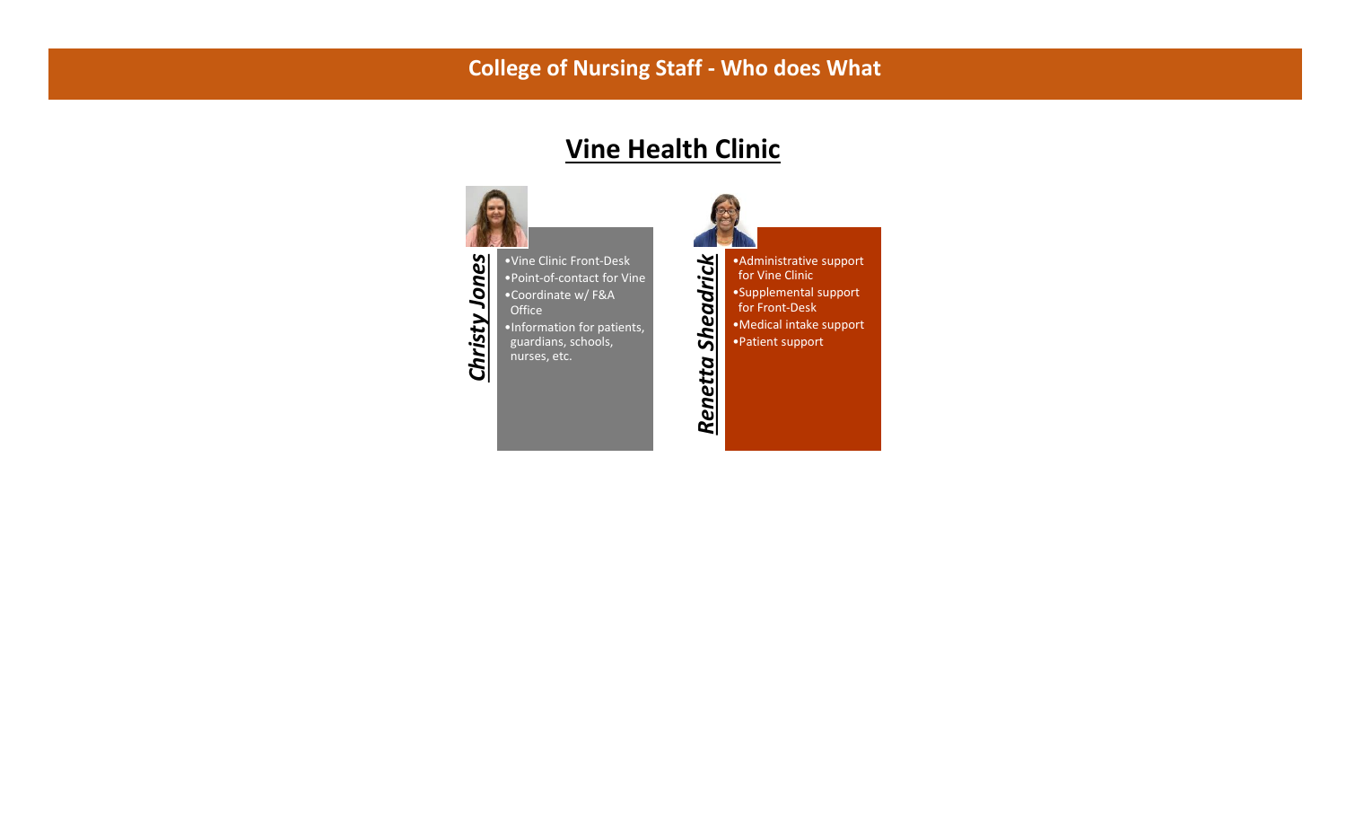# College of Nursing Staff - Who does What

## Vine Health Clinic

### *Christy Jones*

- Vine Clinic Front-Desk
- Point-of-contact for Vine
- Coordinate w/ F&A Office
- Information for patients, guardians, schools, nurses, etc.

### *Renetta Sheadrick*

- Administrative support for Vine Clinic
- Supplemental support for Front-Desk
- Medical intake support
- Patient support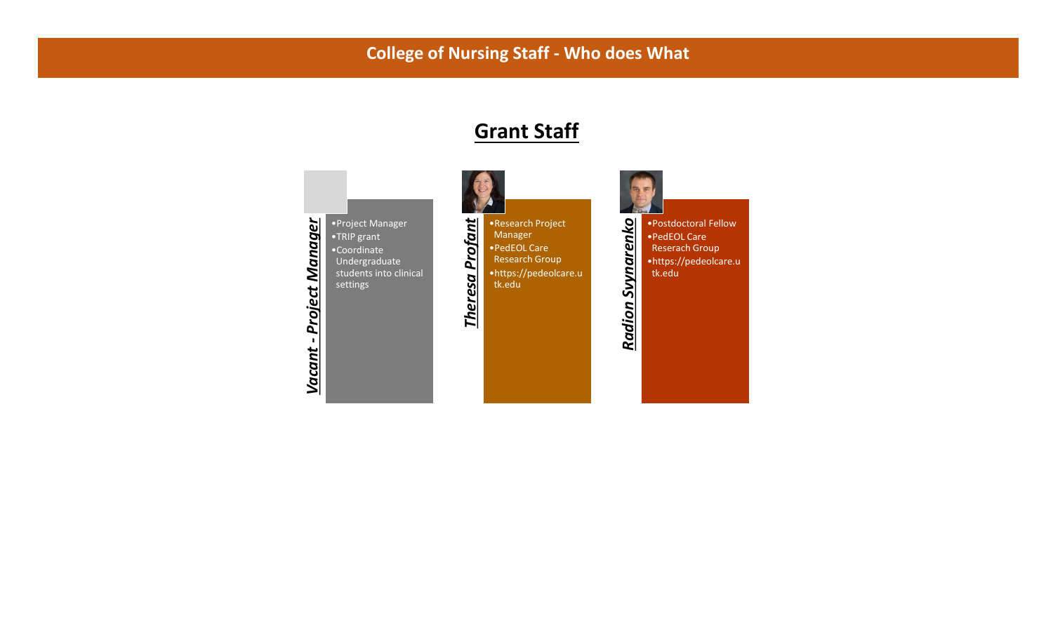# College of Nursing Staff - Who does What

## Grant Staff

### *Vacant - Project Manager*

- Project Manager
- TRIP grant
- Coordinate Undergraduate students into clinical settings

### *Theresa Profant*

- Research Project Manager
- PedEOL Care Research Group
- https://pedeolcare.utk.edu

### *Radion Svynarenko*

- Postdoctoral Fellow
- PedEOL Care Reserach Group
- https://pedeolcare.utk.edu